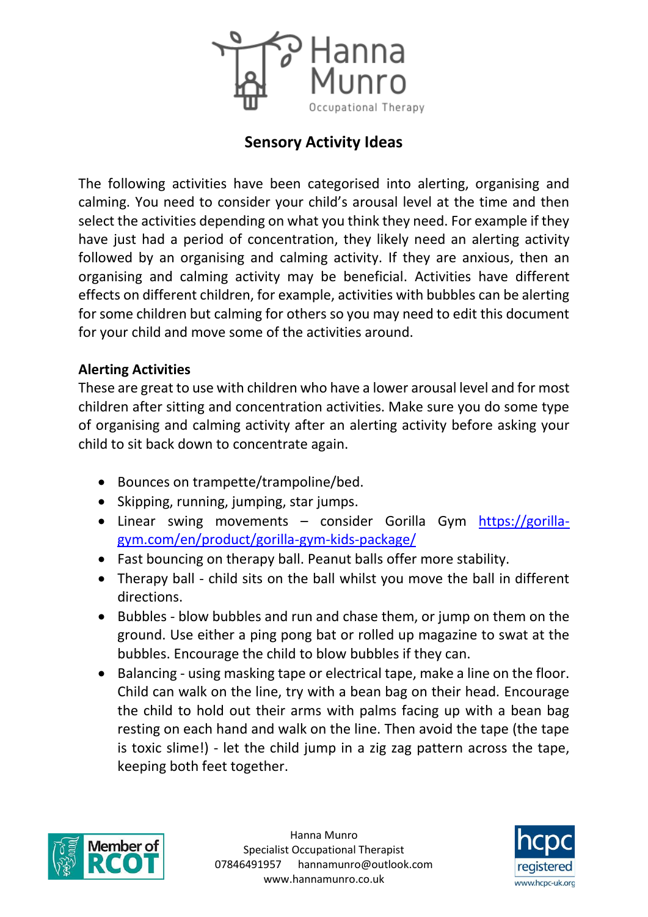# Sensory Activity Ideas

The following activities have been categorised into alerting, organising and calming. You need to consider your child's arousal level at the time and then select the activities depending on what you think they need. For example if they have just had a period of concentration, they likely need an alerting activity followed by an organising and calming activity. If they are anxious, then an organising and calming activity may be beneficial. Activities have different effects on different children, for example, activities with bubbles can be alerting for some children but calming for others so you may need to edit this document for your child and move some of the activities around.

**Alerting Activities**

These are great to use with children who have a lower arousal level and for most children after sitting and concentration activities. Make sure you do some type of organising and calming activity after an alerting activity before asking your child to sit back down to concentrate again.

- Bounces on trampette/trampoline/bed.
- Skipping, running, jumping, star jumps.
- Linear swing movements – consider Gorilla Gym https://gorilla-gym.com/en/product/gorilla-gym-kids-package/
- Fast bouncing on therapy ball. Peanut balls offer more stability.
- Therapy ball - child sits on the ball whilst you move the ball in different directions.
- Bubbles - blow bubbles and run and chase them, or jump on them on the ground. Use either a ping pong bat or rolled up magazine to swat at the bubbles. Encourage the child to blow bubbles if they can.
- Balancing - using masking tape or electrical tape, make a line on the floor. Child can walk on the line, try with a bean bag on their head. Encourage the child to hold out their arms with palms facing up with a bean bag resting on each hand and walk on the line. Then avoid the tape (the tape is toxic slime!) - let the child jump in a zig zag pattern across the tape, keeping both feet together.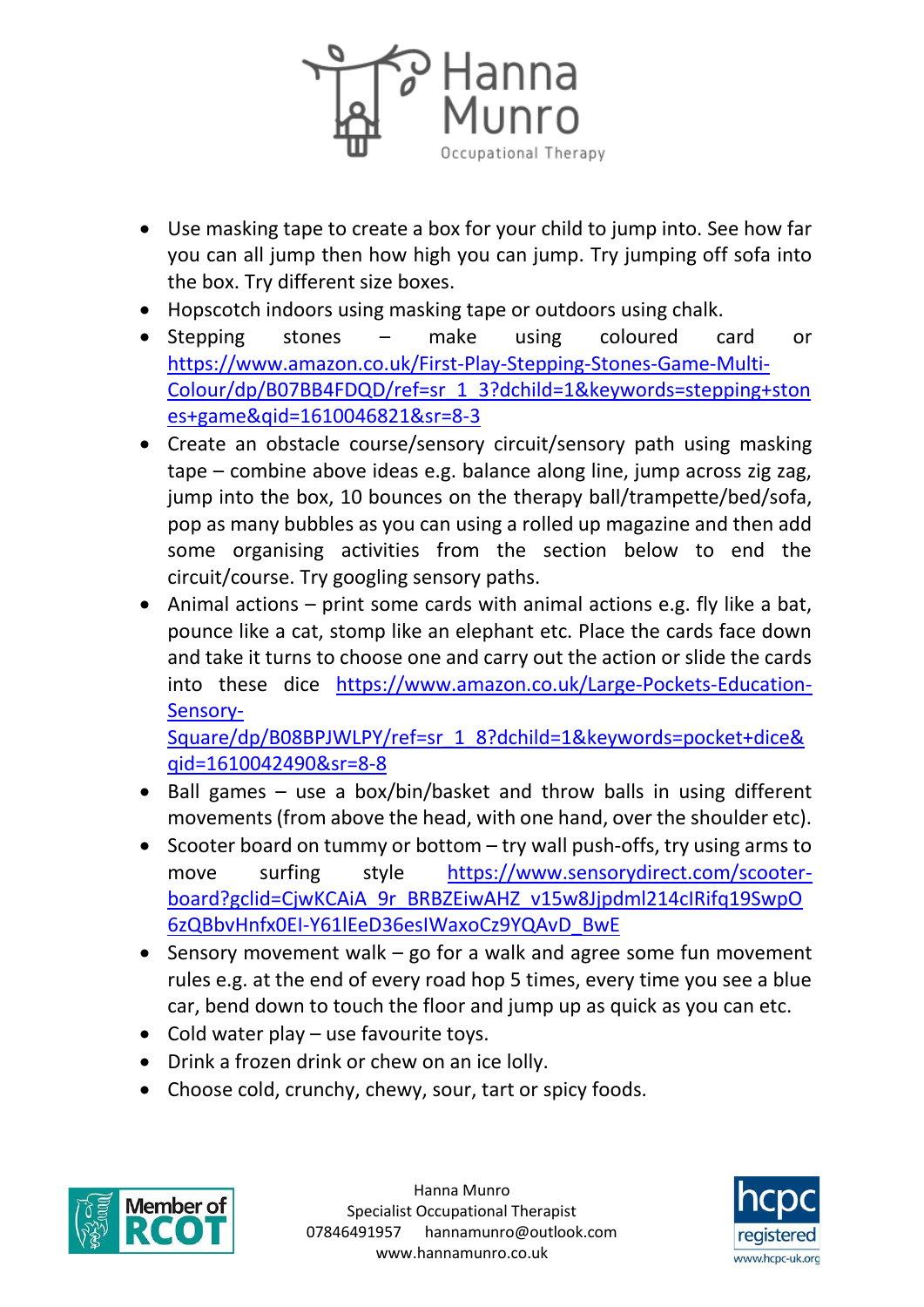- Use masking tape to create a box for your child to jump into. See how far you can all jump then how high you can jump. Try jumping off sofa into the box. Try different size boxes.
- Hopscotch indoors using masking tape or outdoors using chalk.
- Stepping stones – make using coloured card or https://www.amazon.co.uk/First-Play-Stepping-Stones-Game-Multi-Colour/dp/B07BB4FDQD/ref=sr_1_3?dchild=1&keywords=stepping+stones+game&qid=1610046821&sr=8-3
- Create an obstacle course/sensory circuit/sensory path using masking tape – combine above ideas e.g. balance along line, jump across zig zag, jump into the box, 10 bounces on the therapy ball/trampette/bed/sofa, pop as many bubbles as you can using a rolled up magazine and then add some organising activities from the section below to end the circuit/course. Try googling sensory paths.
- Animal actions – print some cards with animal actions e.g. fly like a bat, pounce like a cat, stomp like an elephant etc. Place the cards face down and take it turns to choose one and carry out the action or slide the cards into these dice https://www.amazon.co.uk/Large-Pockets-Education-Sensory-Square/dp/B08BPJWLPY/ref=sr_1_8?dchild=1&keywords=pocket+dice&qid=1610042490&sr=8-8
- Ball games – use a box/bin/basket and throw balls in using different movements (from above the head, with one hand, over the shoulder etc).
- Scooter board on tummy or bottom – try wall push-offs, try using arms to move surfing style https://www.sensorydirect.com/scooter-board?gclid=CjwKCAiA_9r_BRBZEiwAHZ_v15w8Jjpdml214cIRifq19SwpO6zQBbvHnfx0EI-Y61lEeD36esIWaxoCz9YQAvD_BwE
- Sensory movement walk – go for a walk and agree some fun movement rules e.g. at the end of every road hop 5 times, every time you see a blue car, bend down to touch the floor and jump up as quick as you can etc.
- Cold water play – use favourite toys.
- Drink a frozen drink or chew on an ice lolly.
- Choose cold, crunchy, chewy, sour, tart or spicy foods.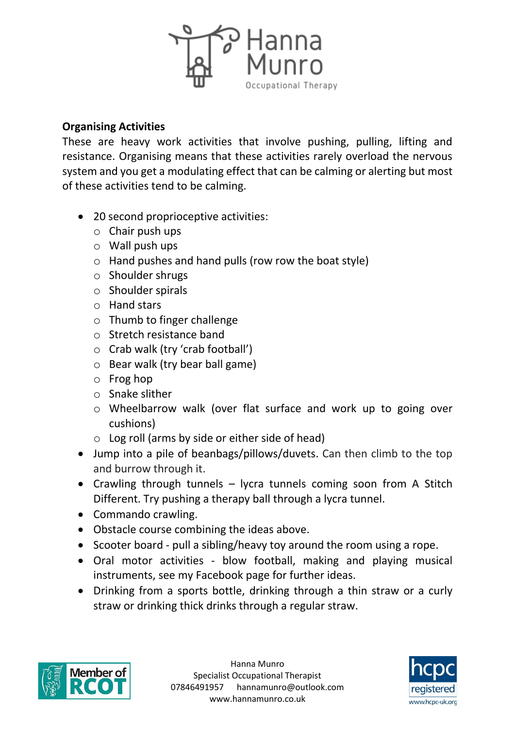**Organising Activities**

These are heavy work activities that involve pushing, pulling, lifting and resistance. Organising means that these activities rarely overload the nervous system and you get a modulating effect that can be calming or alerting but most of these activities tend to be calming.

- 20 second proprioceptive activities:
  - Chair push ups
  - Wall push ups
  - Hand pushes and hand pulls (row row the boat style)
  - Shoulder shrugs
  - Shoulder spirals
  - Hand stars
  - Thumb to finger challenge
  - Stretch resistance band
  - Crab walk (try 'crab football')
  - Bear walk (try bear ball game)
  - Frog hop
  - Snake slither
  - Wheelbarrow walk (over flat surface and work up to going over cushions)
  - Log roll (arms by side or either side of head)
- Jump into a pile of beanbags/pillows/duvets. Can then climb to the top and burrow through it.
- Crawling through tunnels – lycra tunnels coming soon from A Stitch Different. Try pushing a therapy ball through a lycra tunnel.
- Commando crawling.
- Obstacle course combining the ideas above.
- Scooter board - pull a sibling/heavy toy around the room using a rope.
- Oral motor activities - blow football, making and playing musical instruments, see my Facebook page for further ideas.
- Drinking from a sports bottle, drinking through a thin straw or a curly straw or drinking thick drinks through a regular straw.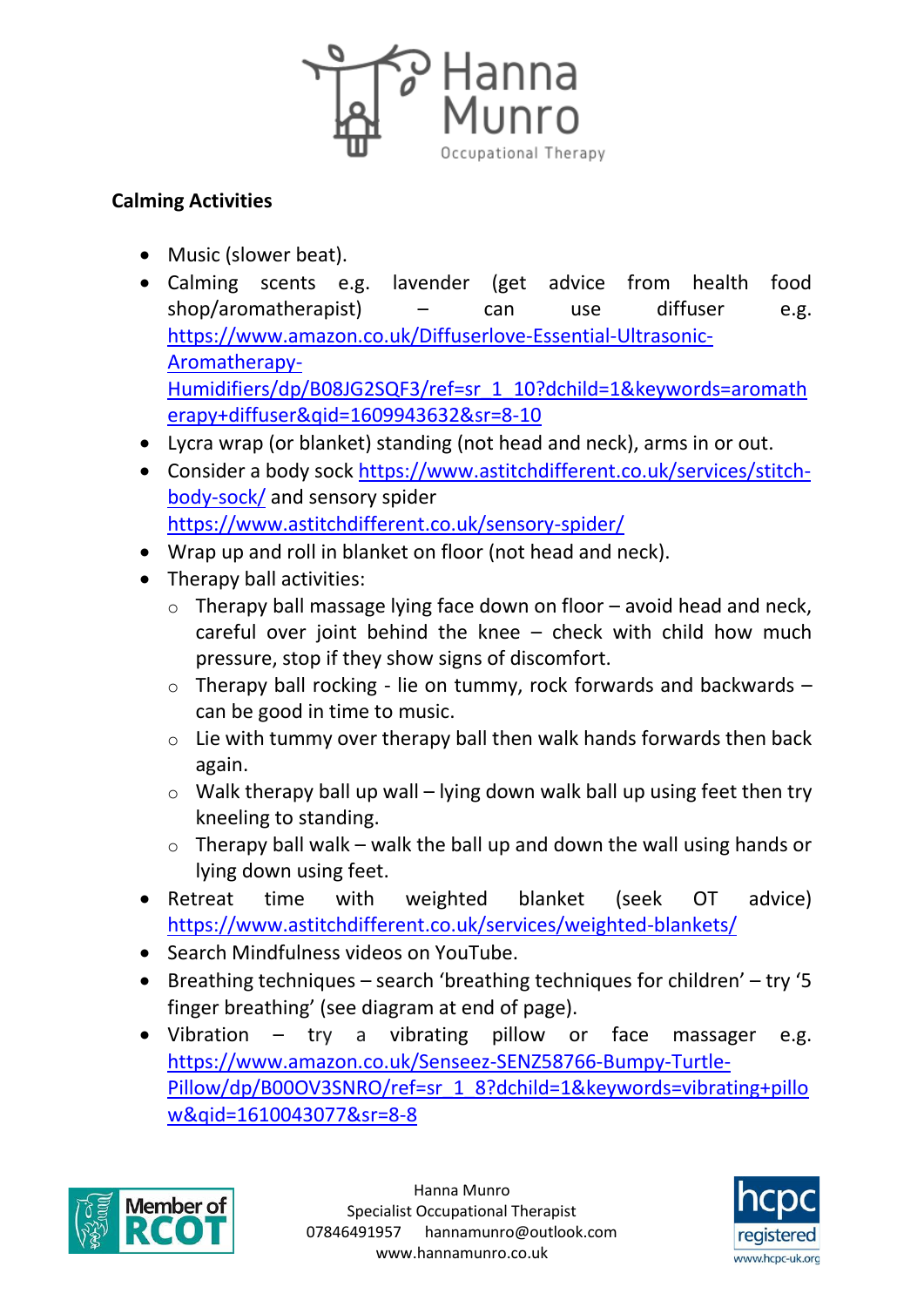**Calming Activities**

- Music (slower beat).
- Calming scents e.g. lavender (get advice from health food shop/aromatherapist) – can use diffuser e.g. https://www.amazon.co.uk/Diffuserlove-Essential-Ultrasonic-Aromatherapy-Humidifiers/dp/B08JG2SQF3/ref=sr_1_10?dchild=1&keywords=aromatherapy+diffuser&qid=1609943632&sr=8-10
- Lycra wrap (or blanket) standing (not head and neck), arms in or out.
- Consider a body sock https://www.astitchdifferent.co.uk/services/stitch-body-sock/ and sensory spider https://www.astitchdifferent.co.uk/sensory-spider/
- Wrap up and roll in blanket on floor (not head and neck).
- Therapy ball activities:
  - Therapy ball massage lying face down on floor – avoid head and neck, careful over joint behind the knee – check with child how much pressure, stop if they show signs of discomfort.
  - Therapy ball rocking - lie on tummy, rock forwards and backwards – can be good in time to music.
  - Lie with tummy over therapy ball then walk hands forwards then back again.
  - Walk therapy ball up wall – lying down walk ball up using feet then try kneeling to standing.
  - Therapy ball walk – walk the ball up and down the wall using hands or lying down using feet.
- Retreat time with weighted blanket (seek OT advice) https://www.astitchdifferent.co.uk/services/weighted-blankets/
- Search Mindfulness videos on YouTube.
- Breathing techniques – search 'breathing techniques for children' – try '5 finger breathing' (see diagram at end of page).
- Vibration – try a vibrating pillow or face massager e.g. https://www.amazon.co.uk/Senseez-SENZ58766-Bumpy-Turtle-Pillow/dp/B00OV3SNRO/ref=sr_1_8?dchild=1&keywords=vibrating+pillow&qid=1610043077&sr=8-8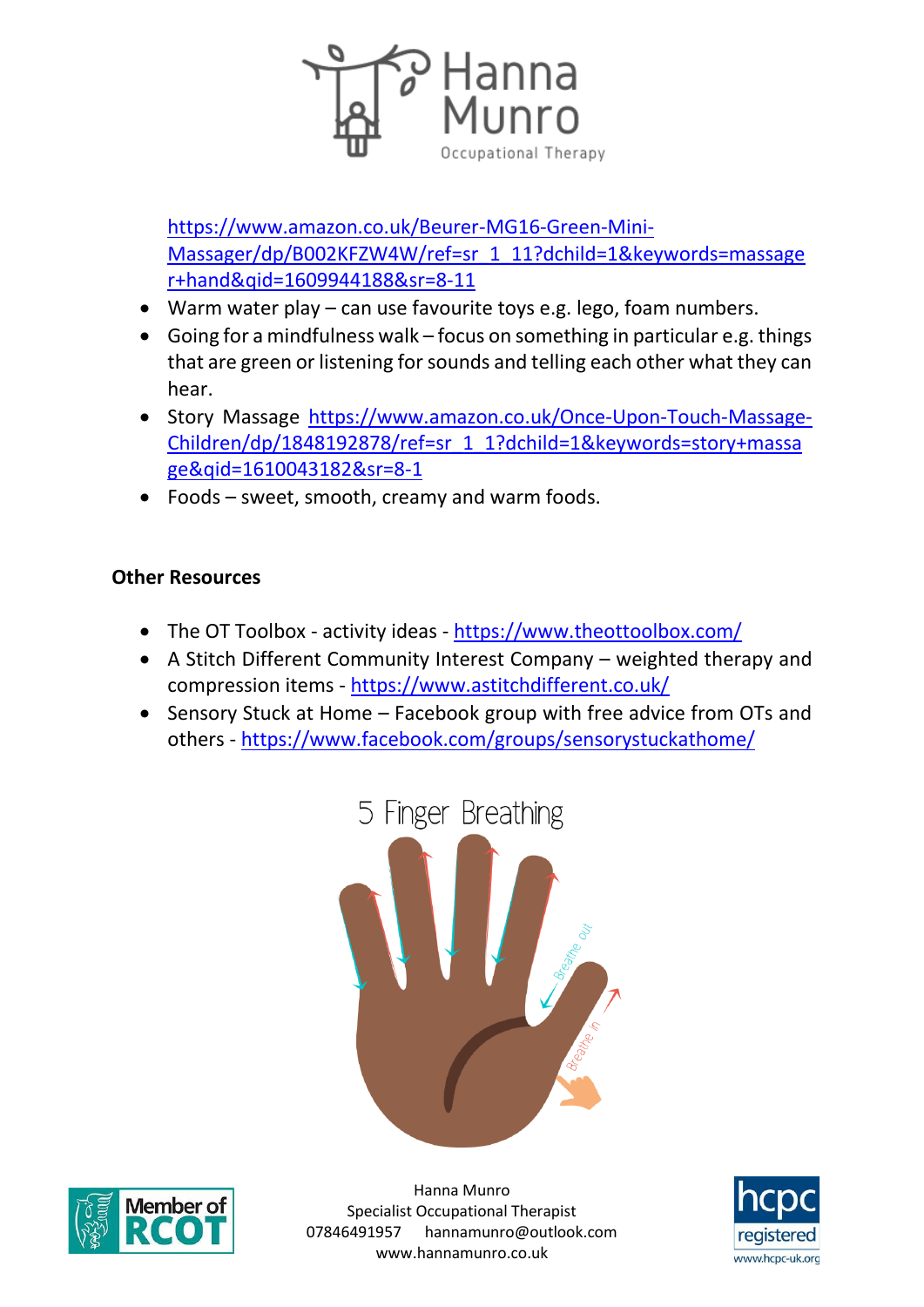https://www.amazon.co.uk/Beurer-MG16-Green-Mini-Massager/dp/B002KFZW4W/ref=sr_1_11?dchild=1&keywords=massager+hand&qid=1609944188&sr=8-11

- Warm water play – can use favourite toys e.g. lego, foam numbers.
- Going for a mindfulness walk – focus on something in particular e.g. things that are green or listening for sounds and telling each other what they can hear.
- Story Massage https://www.amazon.co.uk/Once-Upon-Touch-Massage-Children/dp/1848192878/ref=sr_1_1?dchild=1&keywords=story+massage&qid=1610043182&sr=8-1
- Foods – sweet, smooth, creamy and warm foods.

**Other Resources**

- The OT Toolbox - activity ideas - https://www.theottoolbox.com/
- A Stitch Different Community Interest Company – weighted therapy and compression items - https://www.astitchdifferent.co.uk/
- Sensory Stuck at Home – Facebook group with free advice from OTs and others - https://www.facebook.com/groups/sensorystuckathome/

5 Finger Breathing

Breathe out

Breathe in

Hanna Munro
Specialist Occupational Therapist
07846491957 hannamunro@outlook.com
www.hannamunro.co.uk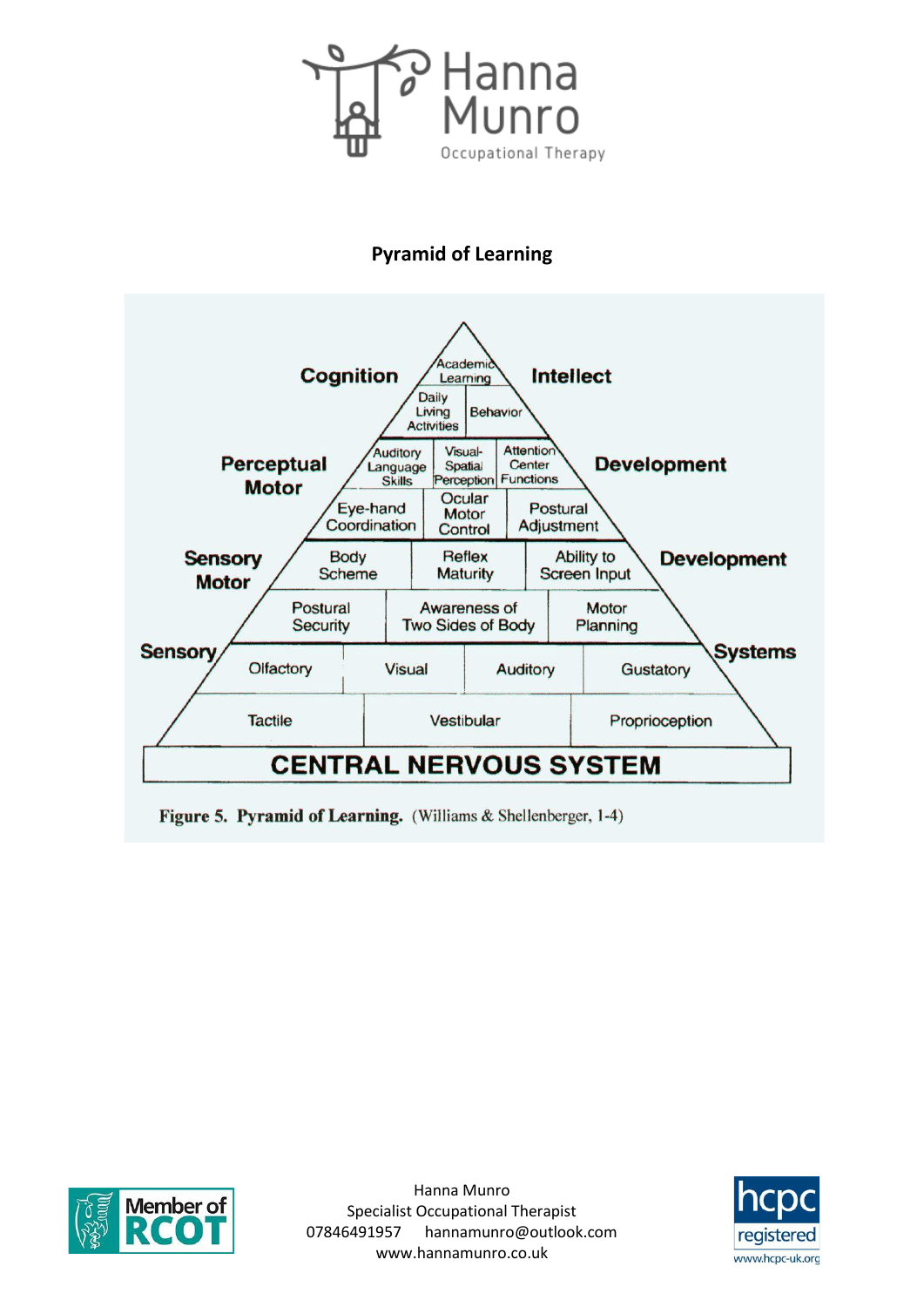## Pyramid of Learning

Cognition

Intellect

Academic Learning

Daily Living Activities

Behavior

Perceptual Motor

Development

Auditory Language Skills

Visual-Spatial Perception

Attention Center Functions

Eye-hand Coordination

Ocular Motor Control

Postural Adjustment

Sensory Motor

Development

Body Scheme

Reflex Maturity

Ability to Screen Input

Postural Security

Awareness of Two Sides of Body

Motor Planning

Sensory

Systems

Olfactory

Visual

Auditory

Gustatory

Tactile

Vestibular

Proprioception

CENTRAL NERVOUS SYSTEM

**Figure 5. Pyramid of Learning.** (Williams & Shellenberger, 1-4)